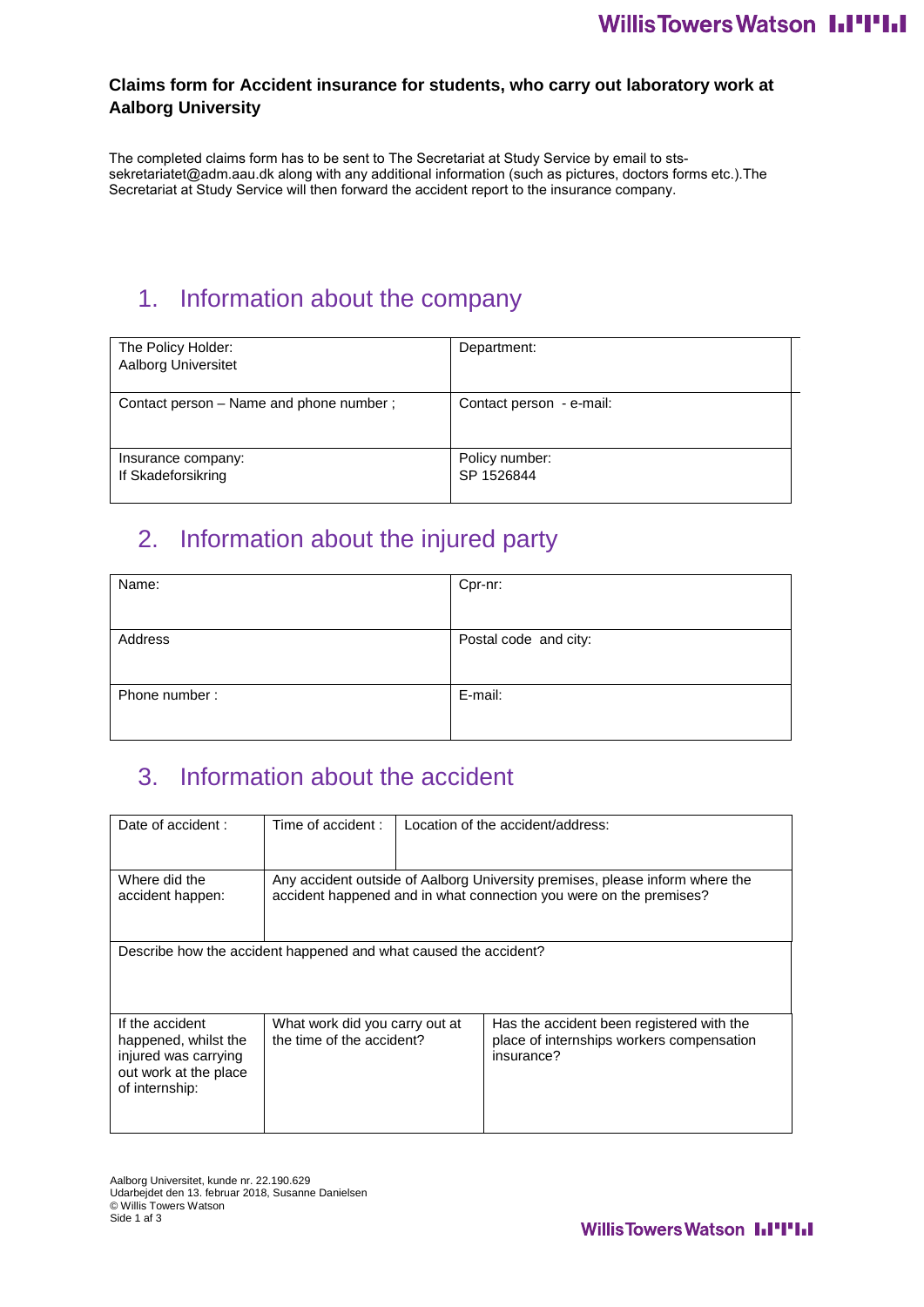**Claims form for Accident insurance for students, who carry out laboratory work at Aalborg University**

The completed claims form has to be sent to The Secretariat at Study Service by email to sts-sekretariatet@adm.aau.dk along with any additional information (such as pictures, doctors forms etc.).The Secretariat at Study Service will then forward the accident report to the insurance company.

## 1. Information about the company

| The Policy Holder:<br>Aalborg Universitet | Department: |
|---|---|
| Contact person – Name and phone number ; | Contact person - e-mail: |
| Insurance company:<br>If Skadeforsikring | Policy number:<br>SP 1526844 |

## 2. Information about the injured party

| Name: | Cpr-nr: |
|---|---|
| Address | Postal code and city: |
| Phone number : | E-mail: |

## 3. Information about the accident

| Date of accident : | Time of accident : | Location of the accident/address: |
|---|---|---|
| Where did the accident happen: | Any accident outside of Aalborg University premises, please inform where the accident happened and in what connection you were on the premises? | |
| Describe how the accident happened and what caused the accident? | | |
| If the accident happened, whilst the injured was carrying out work at the place of internship: | What work did you carry out at the time of the accident? | Has the accident been registered with the place of internships workers compensation insurance? |

Aalborg Universitet, kunde nr. 22.190.629
Udarbejdet den 13. februar 2018, Susanne Danielsen
© Willis Towers Watson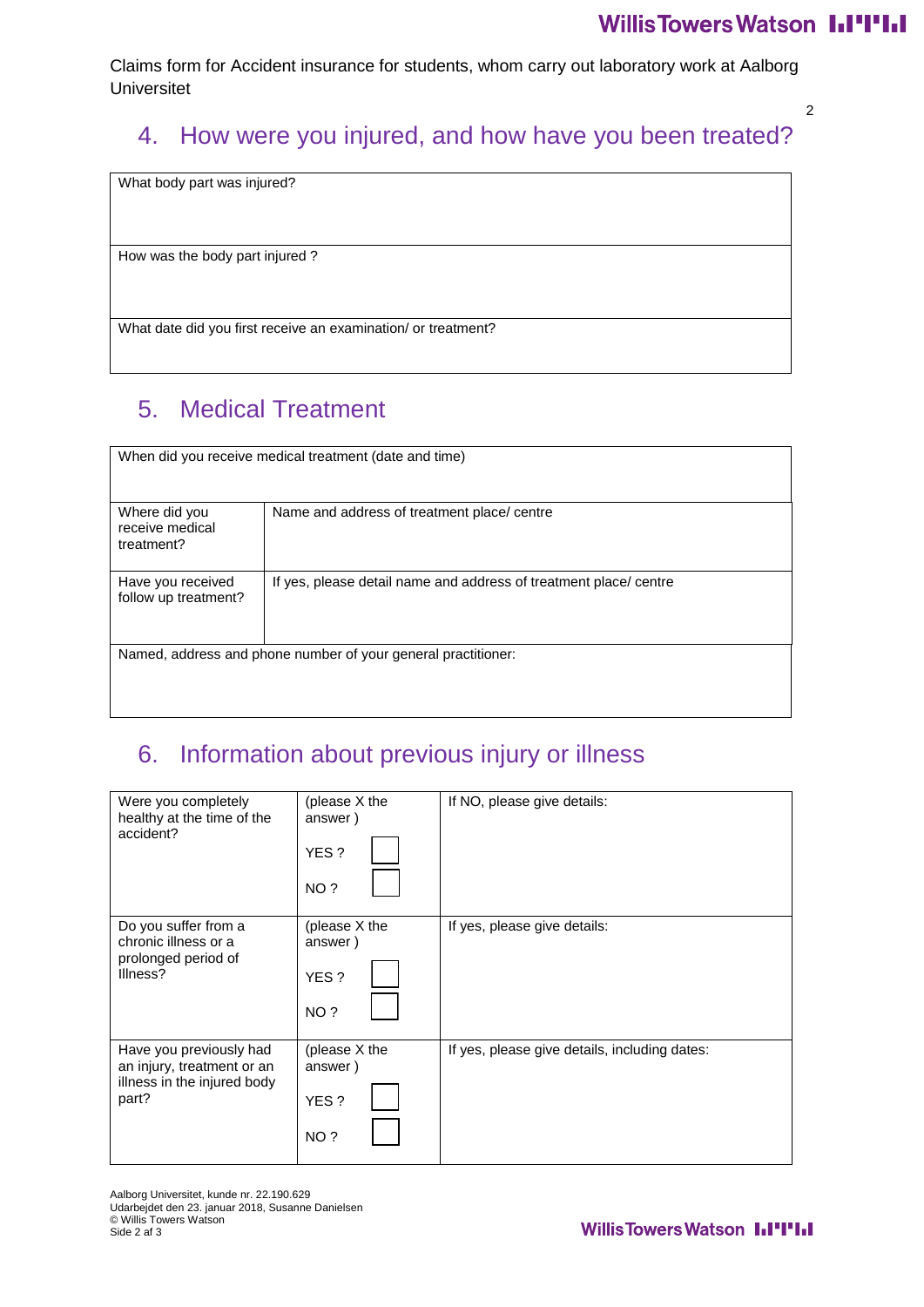Claims form for Accident insurance for students, whom carry out laboratory work at Aalborg Universitet

## 4. How were you injured, and how have you been treated?

| What body part was injured? |
|---|
| How was the body part injured ? |
| What date did you first receive an examination/ or treatment? |

## 5. Medical Treatment

| When did you receive medical treatment (date and time) | |
|---|---|
| Where did you receive medical treatment? | Name and address of treatment place/ centre |
| Have you received follow up treatment? | If yes, please detail name and address of treatment place/ centre |
| Named, address and phone number of your general practitioner: | |

## 6. Information about previous injury or illness

| | | |
|---|---|---|
| Were you completely healthy at the time of the accident? | (please X the answer )<br>YES ? ☐<br>NO ? ☐ | If NO, please give details: |
| Do you suffer from a chronic illness or a prolonged period of Illness? | (please X the answer )<br>YES ? ☐<br>NO ? ☐ | If yes, please give details: |
| Have you previously had an injury, treatment or an illness in the injured body part? | (please X the answer )<br>YES ? ☐<br>NO ? ☐ | If yes, please give details, including dates: |

Aalborg Universitet, kunde nr. 22.190.629
Udarbejdet den 23. januar 2018, Susanne Danielsen
© Willis Towers Watson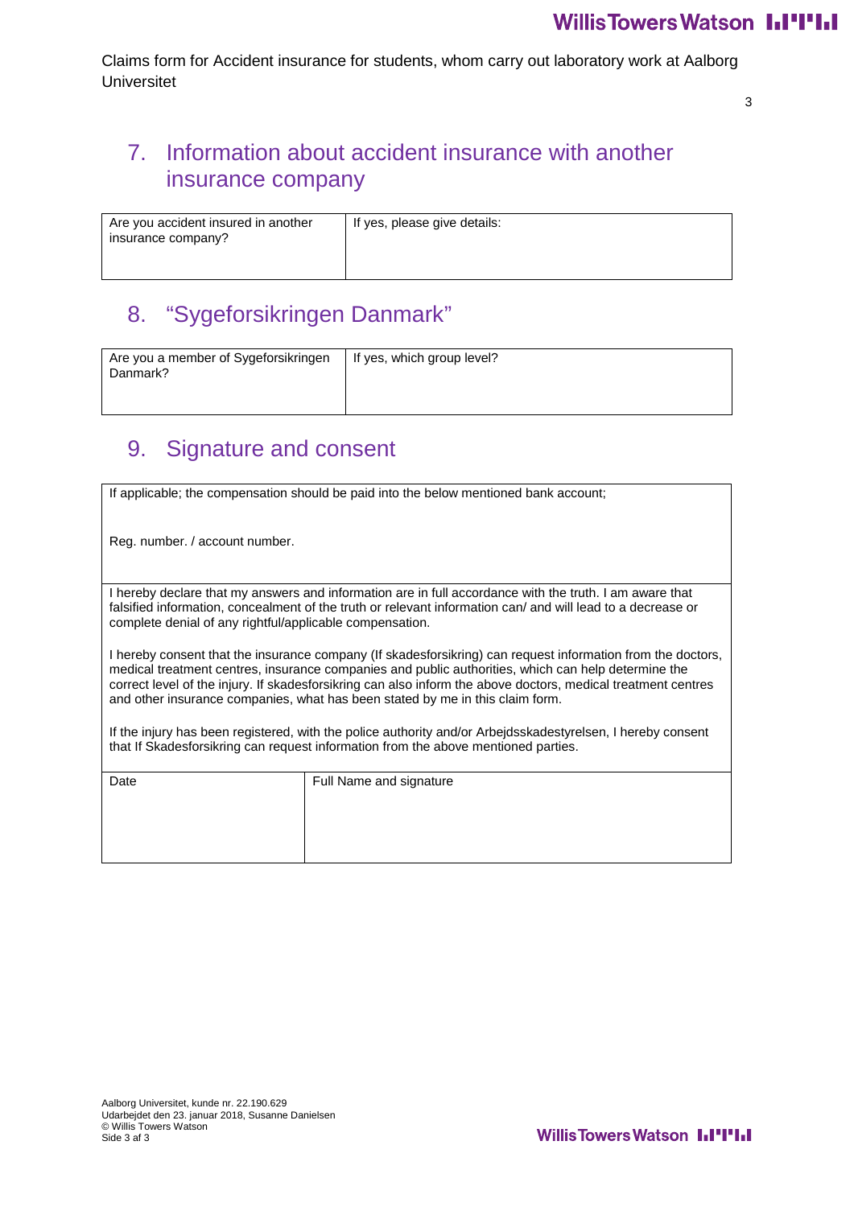Claims form for Accident insurance for students, whom carry out laboratory work at Aalborg Universitet

## 7. Information about accident insurance with another insurance company

| | |
|---|---|
| Are you accident insured in another insurance company? | If yes, please give details: |

## 8. "Sygeforsikringen Danmark"

| | |
|---|---|
| Are you a member of Sygeforsikringen Danmark? | If yes, which group level? |

## 9. Signature and consent

If applicable; the compensation should be paid into the below mentioned bank account;

Reg. number. / account number.

I hereby declare that my answers and information are in full accordance with the truth. I am aware that falsified information, concealment of the truth or relevant information can/ and will lead to a decrease or complete denial of any rightful/applicable compensation.

I hereby consent that the insurance company (If skadesforsikring) can request information from the doctors, medical treatment centres, insurance companies and public authorities, which can help determine the correct level of the injury. If skadesforsikring can also inform the above doctors, medical treatment centres and other insurance companies, what has been stated by me in this claim form.

If the injury has been registered, with the police authority and/or Arbejdsskadestyrelsen, I hereby consent that If Skadesforsikring can request information from the above mentioned parties.

| | |
|---|---|
| Date | Full Name and signature |

Aalborg Universitet, kunde nr. 22.190.629
Udarbejdet den 23. januar 2018, Susanne Danielsen
© Willis Towers Watson